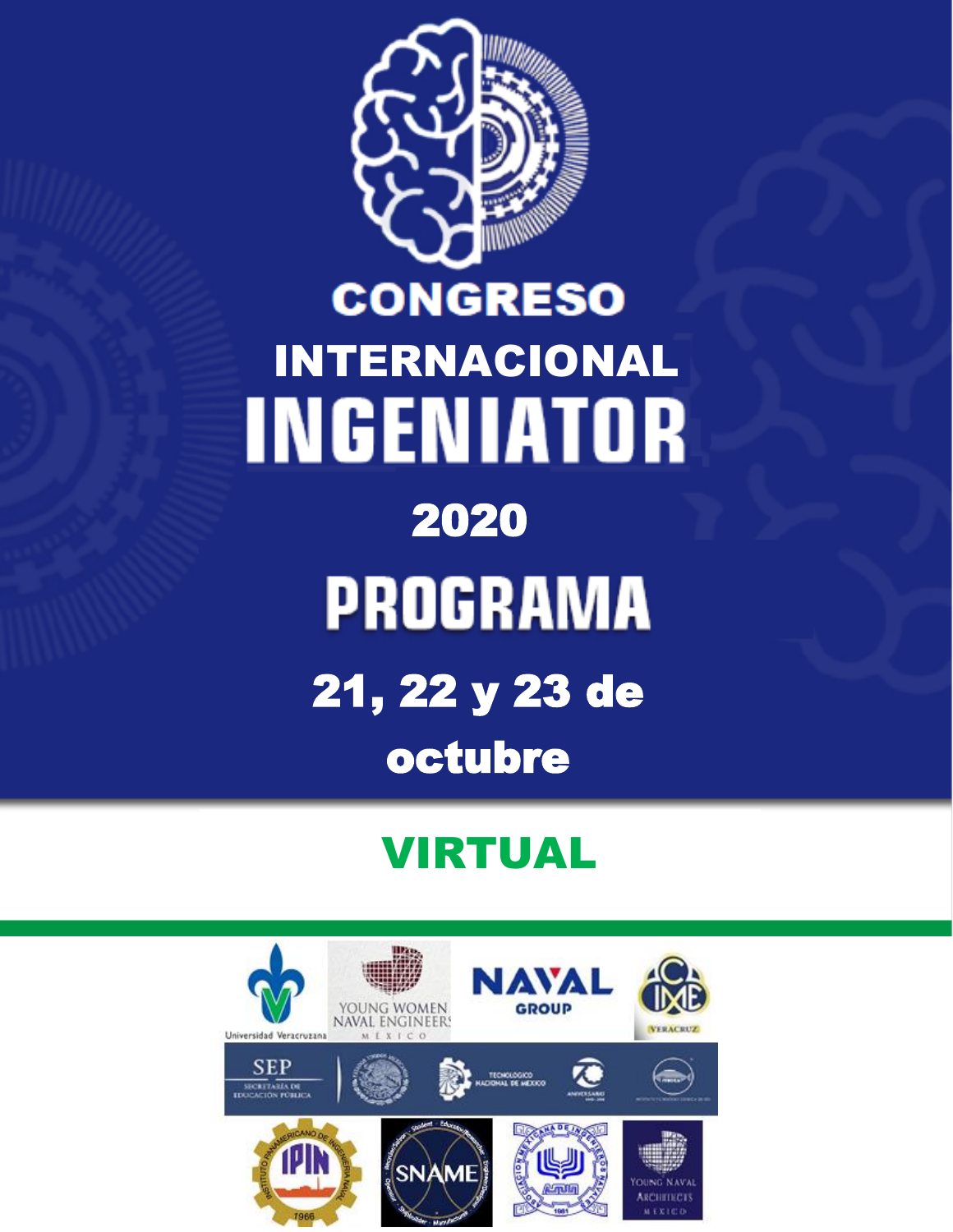# CONGRESO INTERNACIONAL INGENIATOR

## 2020

# PROGRAMA

## 21, 22 y 23 de octubre

## VIRTUAL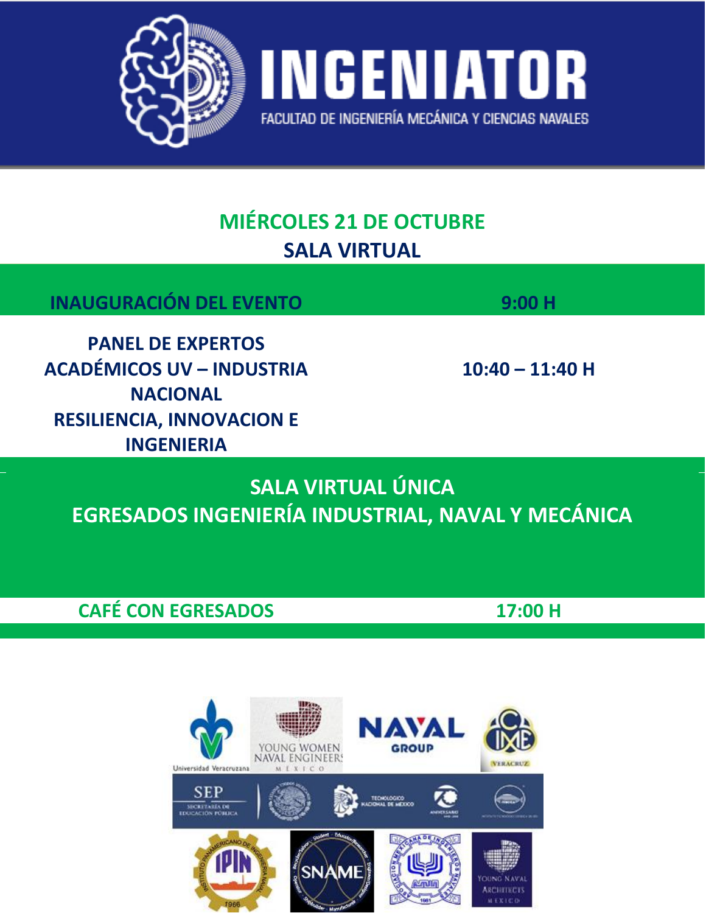# INGENIATOR

FACULTAD DE INGENIERÍA MECÁNICA Y CIENCIAS NAVALES

## MIÉRCOLES 21 DE OCTUBRE

## SALA VIRTUAL

| | |
|---|---|
| **INAUGURACIÓN DEL EVENTO** | **9:00 H** |
| **PANEL DE EXPERTOS ACADÉMICOS UV – INDUSTRIA NACIONAL RESILIENCIA, INNOVACION E INGENIERIA** | **10:40 – 11:40 H** |

## SALA VIRTUAL ÚNICA

## EGRESADOS INGENIERÍA INDUSTRIAL, NAVAL Y MECÁNICA

| | |
|---|---|
| **CAFÉ CON EGRESADOS** | **17:00 H** |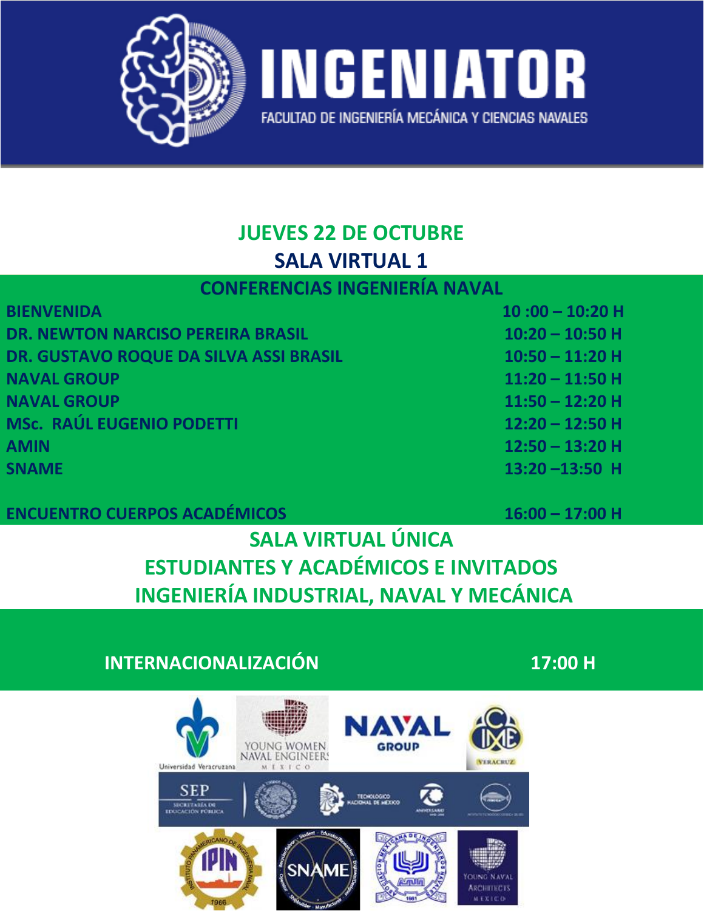# INGENIATOR

FACULTAD DE INGENIERÍA MECÁNICA Y CIENCIAS NAVALES

## JUEVES 22 DE OCTUBRE

## SALA VIRTUAL 1

### CONFERENCIAS INGENIERÍA NAVAL

| | |
|---|---|
| BIENVENIDA | 10 :00 – 10:20 H |
| DR. NEWTON NARCISO PEREIRA BRASIL | 10:20 – 10:50 H |
| DR. GUSTAVO ROQUE DA SILVA ASSI BRASIL | 10:50 – 11:20 H |
| NAVAL GROUP | 11:20 – 11:50 H |
| NAVAL GROUP | 11:50 – 12:20 H |
| MSc. RAÚL EUGENIO PODETTI | 12:20 – 12:50 H |
| AMIN | 12:50 – 13:20 H |
| SNAME | 13:20 –13:50 H |
| ENCUENTRO CUERPOS ACADÉMICOS | 16:00 – 17:00 H |

## SALA VIRTUAL ÚNICA

## ESTUDIANTES Y ACADÉMICOS E INVITADOS

## INGENIERÍA INDUSTRIAL, NAVAL Y MECÁNICA

| | |
|---|---|
| INTERNACIONALIZACIÓN | 17:00 H |

Universidad Veracruzana · YOUNG WOMEN NAVAL ENGINEERS MÉXICO · NAVAL GROUP · CIME VERACRUZ · SEP SECRETARÍA DE EDUCACIÓN PÚBLICA · TECNOLÓGICO NACIONAL DE MÉXICO · IPIN · SNAME · YOUNG NAVAL ARCHITECTS MÉXICO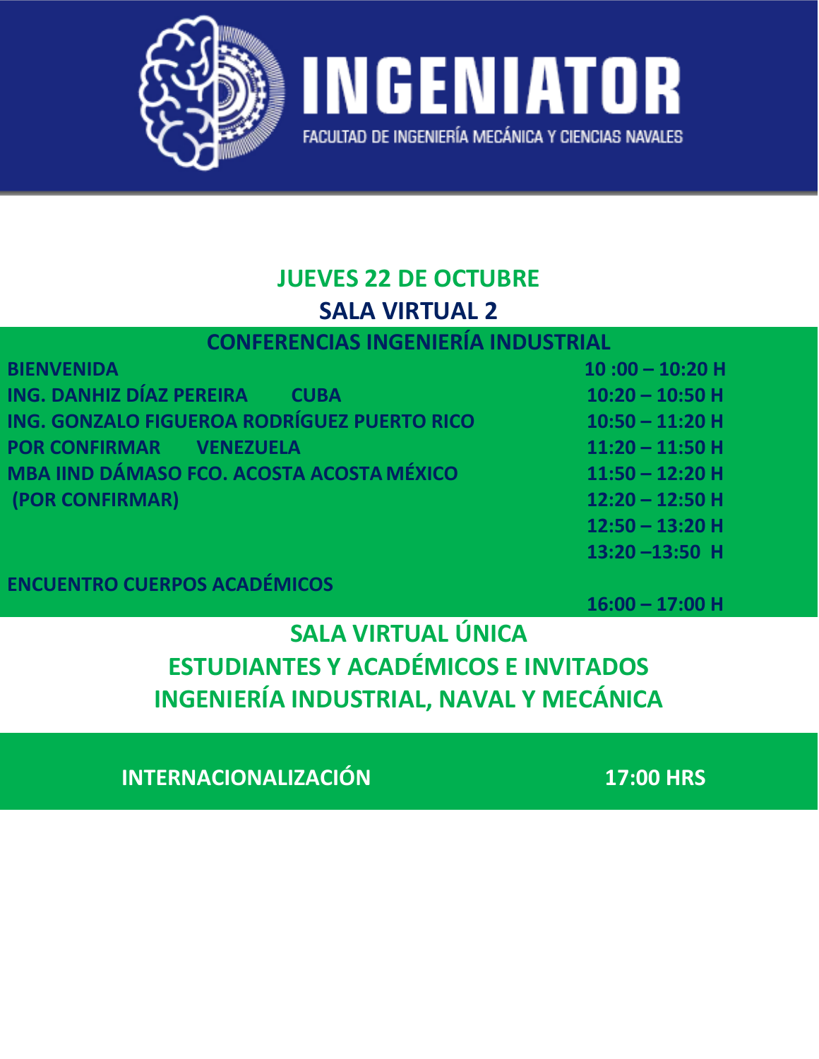# INGENIATOR

FACULTAD DE INGENIERÍA MECÁNICA Y CIENCIAS NAVALES

## JUEVES 22 DE OCTUBRE

## SALA VIRTUAL 2

### CONFERENCIAS INGENIERÍA INDUSTRIAL

| | |
|---|---|
| **BIENVENIDA** | **10 :00 – 10:20 H** |
| **ING. DANHIZ DÍAZ PEREIRA CUBA** | **10:20 – 10:50 H** |
| **ING. GONZALO FIGUEROA RODRÍGUEZ PUERTO RICO** | **10:50 – 11:20 H** |
| **POR CONFIRMAR VENEZUELA** | **11:20 – 11:50 H** |
| **MBA IIND DÁMASO FCO. ACOSTA ACOSTA MÉXICO** | **11:50 – 12:20 H** |
| **(POR CONFIRMAR)** | **12:20 – 12:50 H** |
| | **12:50 – 13:20 H** |
| | **13:20 –13:50 H** |
| **ENCUENTRO CUERPOS ACADÉMICOS** | **16:00 – 17:00 H** |

## SALA VIRTUAL ÚNICA

## ESTUDIANTES Y ACADÉMICOS E INVITADOS

## INGENIERÍA INDUSTRIAL, NAVAL Y MECÁNICA

| | |
|---|---|
| **INTERNACIONALIZACIÓN** | **17:00 HRS** |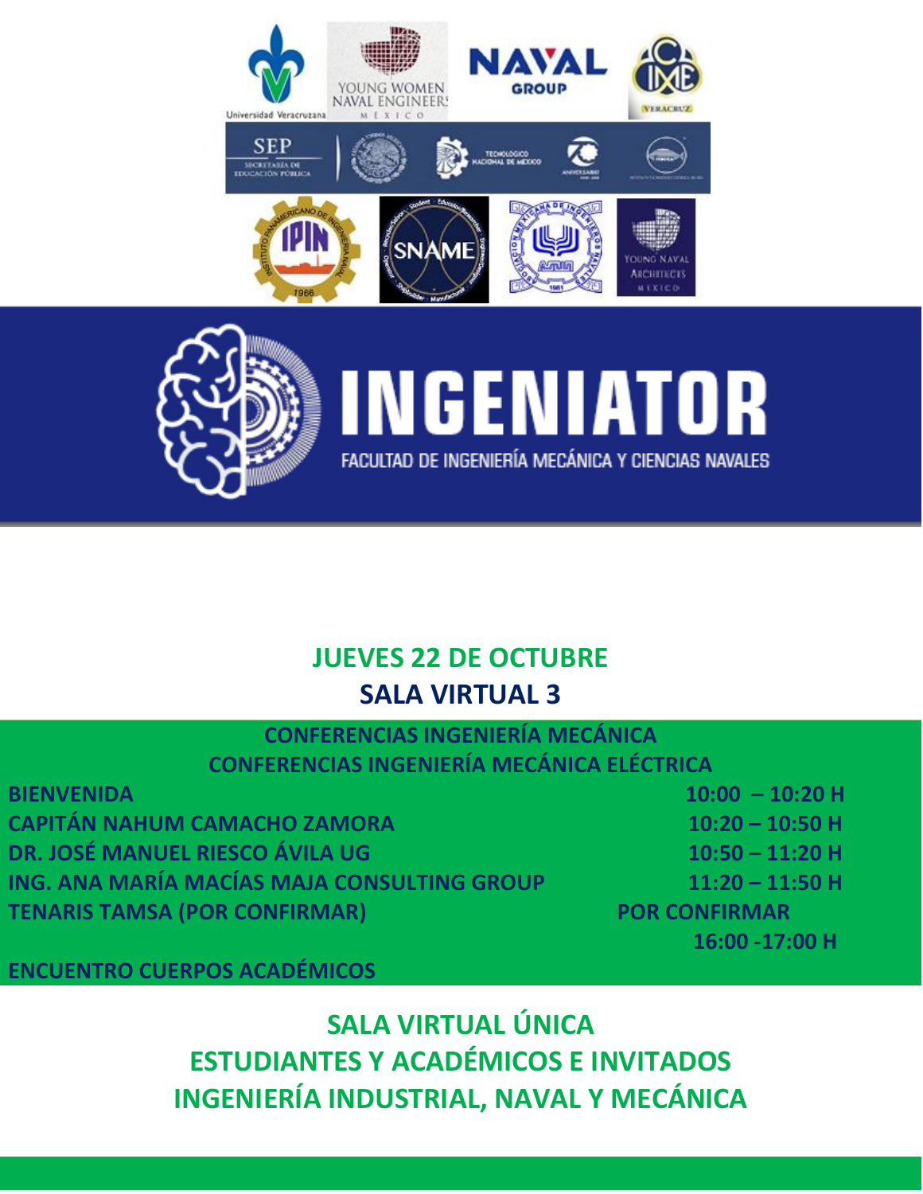# INGENIATOR

FACULTAD DE INGENIERÍA MECÁNICA Y CIENCIAS NAVALES

## JUEVES 22 DE OCTUBRE

## SALA VIRTUAL 3

**CONFERENCIAS INGENIERÍA MECÁNICA**

**CONFERENCIAS INGENIERÍA MECÁNICA ELÉCTRICA**

| | |
|---|---|
| BIENVENIDA | 10:00 – 10:20 H |
| CAPITÁN NAHUM CAMACHO ZAMORA | 10:20 – 10:50 H |
| DR. JOSÉ MANUEL RIESCO ÁVILA UG | 10:50 – 11:20 H |
| ING. ANA MARÍA MACÍAS MAJA CONSULTING GROUP | 11:20 – 11:50 H |
| TENARIS TAMSA (POR CONFIRMAR) | POR CONFIRMAR |
| ENCUENTRO CUERPOS ACADÉMICOS | 16:00 -17:00 H |

## SALA VIRTUAL ÚNICA

## ESTUDIANTES Y ACADÉMICOS E INVITADOS

## INGENIERÍA INDUSTRIAL, NAVAL Y MECÁNICA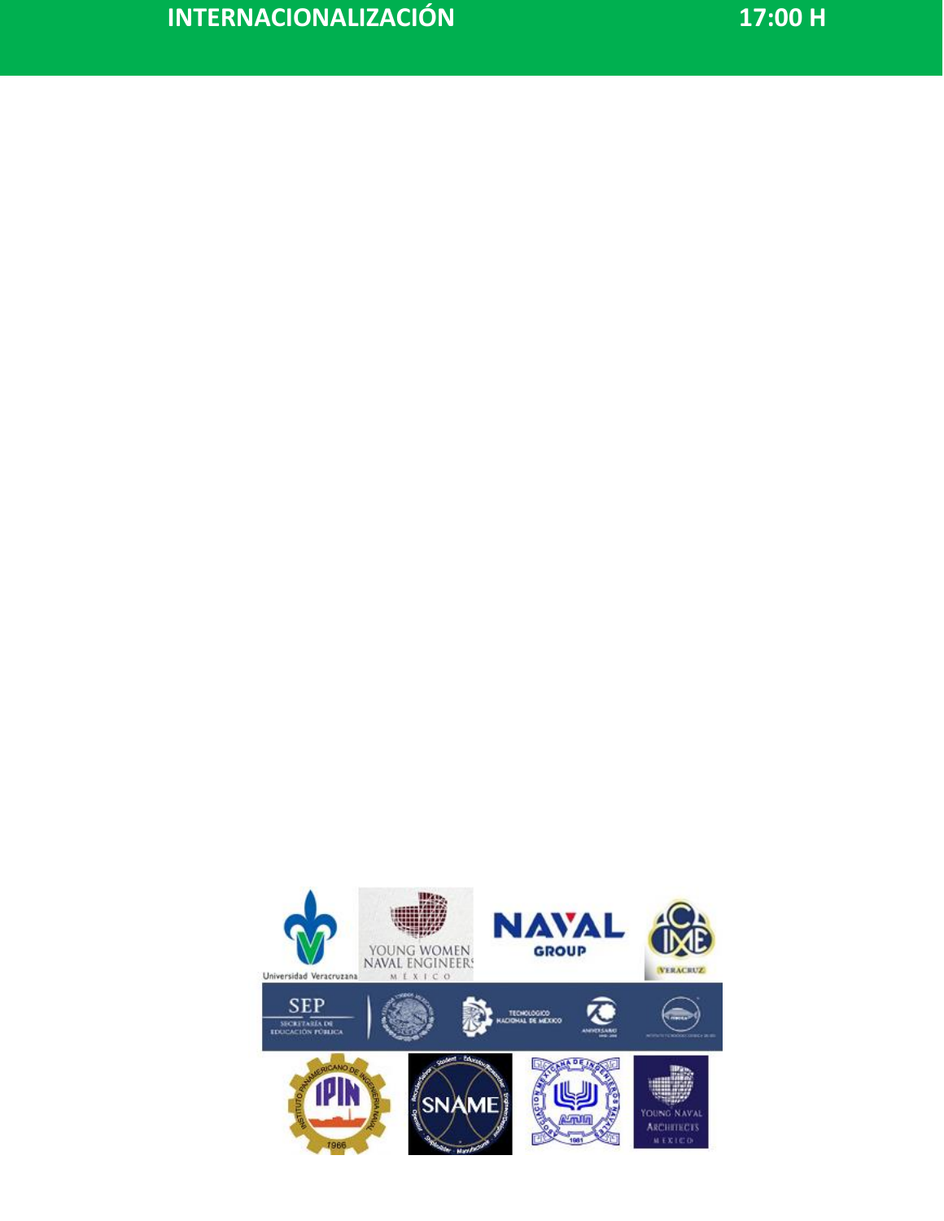| INTERNACIONALIZACIÓN | 17:00 H |
| --- | --- |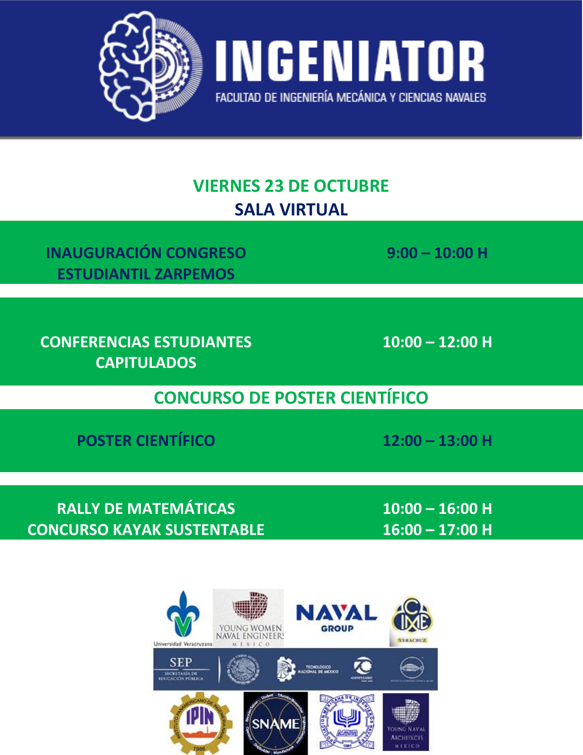# INGENIATOR

FACULTAD DE INGENIERÍA MECÁNICA Y CIENCIAS NAVALES

## VIERNES 23 DE OCTUBRE

## SALA VIRTUAL

| | |
|---|---|
| INAUGURACIÓN CONGRESO ESTUDIANTIL ZARPEMOS | 9:00 – 10:00 H |
| CONFERENCIAS ESTUDIANTES CAPITULADOS | 10:00 – 12:00 H |

## CONCURSO DE POSTER CIENTÍFICO

| | |
|---|---|
| POSTER CIENTÍFICO | 12:00 – 13:00 H |
| RALLY DE MATEMÁTICAS | 10:00 – 16:00 H |
| CONCURSO KAYAK SUSTENTABLE | 16:00 – 17:00 H |